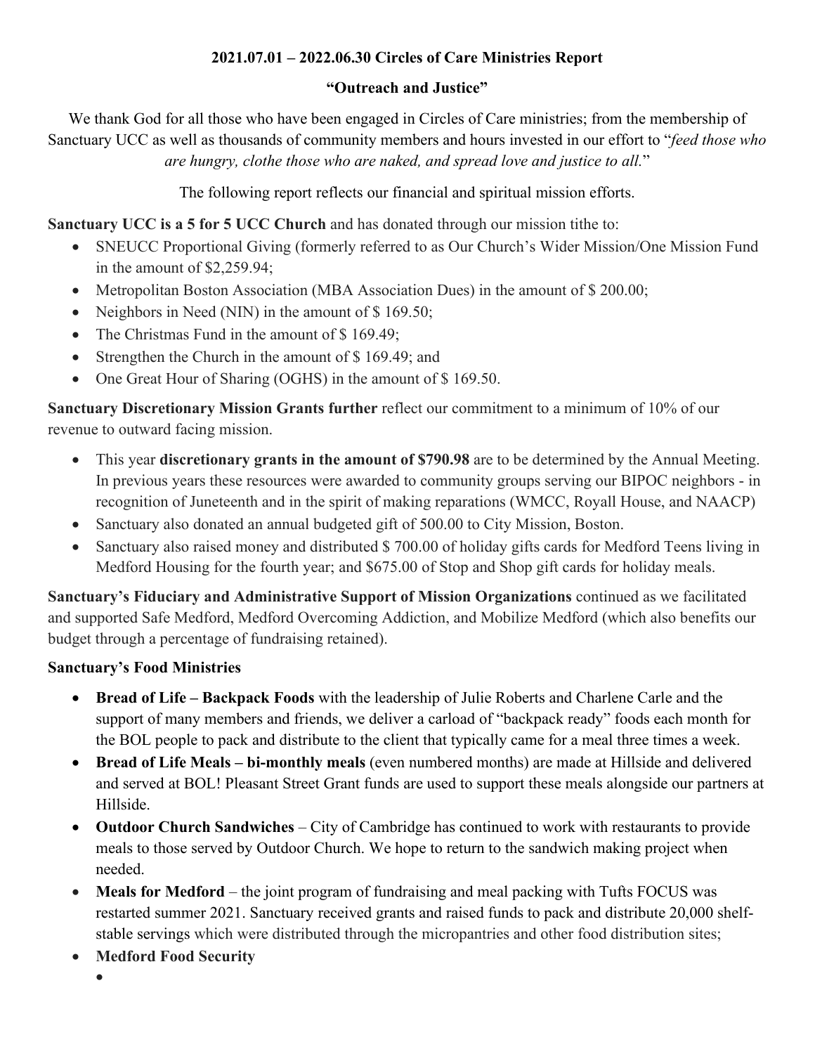**2021.07.01 – 2022.06.30 Circles of Care Ministries Report**

**"Outreach and Justice"**

We thank God for all those who have been engaged in Circles of Care ministries; from the membership of Sanctuary UCC as well as thousands of community members and hours invested in our effort to "*feed those who are hungry, clothe those who are naked, and spread love and justice to all.*"

The following report reflects our financial and spiritual mission efforts.

**Sanctuary UCC is a 5 for 5 UCC Church** and has donated through our mission tithe to:

- SNEUCC Proportional Giving (formerly referred to as Our Church's Wider Mission/One Mission Fund in the amount of $2,259.94;
- Metropolitan Boston Association (MBA Association Dues) in the amount of $ 200.00;
- Neighbors in Need (NIN) in the amount of $ 169.50;
- The Christmas Fund in the amount of $ 169.49;
- Strengthen the Church in the amount of $ 169.49; and
- One Great Hour of Sharing (OGHS) in the amount of $ 169.50.

**Sanctuary Discretionary Mission Grants further** reflect our commitment to a minimum of 10% of our revenue to outward facing mission.

- This year **discretionary grants in the amount of $790.98** are to be determined by the Annual Meeting. In previous years these resources were awarded to community groups serving our BIPOC neighbors - in recognition of Juneteenth and in the spirit of making reparations (WMCC, Royall House, and NAACP)
- Sanctuary also donated an annual budgeted gift of 500.00 to City Mission, Boston.
- Sanctuary also raised money and distributed $ 700.00 of holiday gifts cards for Medford Teens living in Medford Housing for the fourth year; and $675.00 of Stop and Shop gift cards for holiday meals.

**Sanctuary's Fiduciary and Administrative Support of Mission Organizations** continued as we facilitated and supported Safe Medford, Medford Overcoming Addiction, and Mobilize Medford (which also benefits our budget through a percentage of fundraising retained).

**Sanctuary's Food Ministries**

- **Bread of Life – Backpack Foods** with the leadership of Julie Roberts and Charlene Carle and the support of many members and friends, we deliver a carload of "backpack ready" foods each month for the BOL people to pack and distribute to the client that typically came for a meal three times a week.
- **Bread of Life Meals – bi-monthly meals** (even numbered months) are made at Hillside and delivered and served at BOL! Pleasant Street Grant funds are used to support these meals alongside our partners at Hillside.
- **Outdoor Church Sandwiches** – City of Cambridge has continued to work with restaurants to provide meals to those served by Outdoor Church. We hope to return to the sandwich making project when needed.
- **Meals for Medford** – the joint program of fundraising and meal packing with Tufts FOCUS was restarted summer 2021. Sanctuary received grants and raised funds to pack and distribute 20,000 shelf-stable servings which were distributed through the micropantries and other food distribution sites;
- **Medford Food Security**
  -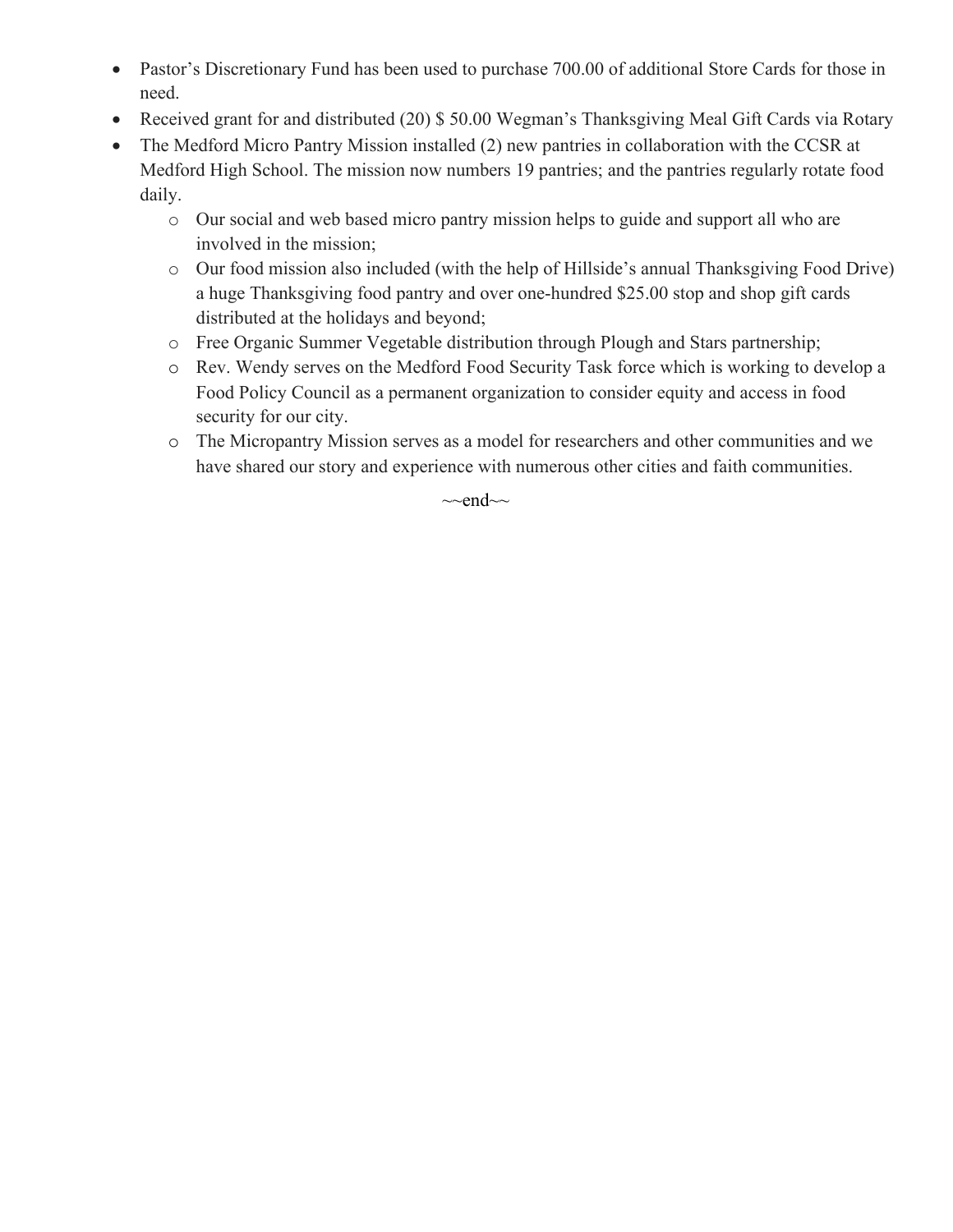- Pastor's Discretionary Fund has been used to purchase 700.00 of additional Store Cards for those in need.
- Received grant for and distributed (20) $ 50.00 Wegman's Thanksgiving Meal Gift Cards via Rotary
- The Medford Micro Pantry Mission installed (2) new pantries in collaboration with the CCSR at Medford High School. The mission now numbers 19 pantries; and the pantries regularly rotate food daily.
  - Our social and web based micro pantry mission helps to guide and support all who are involved in the mission;
  - Our food mission also included (with the help of Hillside's annual Thanksgiving Food Drive) a huge Thanksgiving food pantry and over one-hundred $25.00 stop and shop gift cards distributed at the holidays and beyond;
  - Free Organic Summer Vegetable distribution through Plough and Stars partnership;
  - Rev. Wendy serves on the Medford Food Security Task force which is working to develop a Food Policy Council as a permanent organization to consider equity and access in food security for our city.
  - The Micropantry Mission serves as a model for researchers and other communities and we have shared our story and experience with numerous other cities and faith communities.

~~end~~